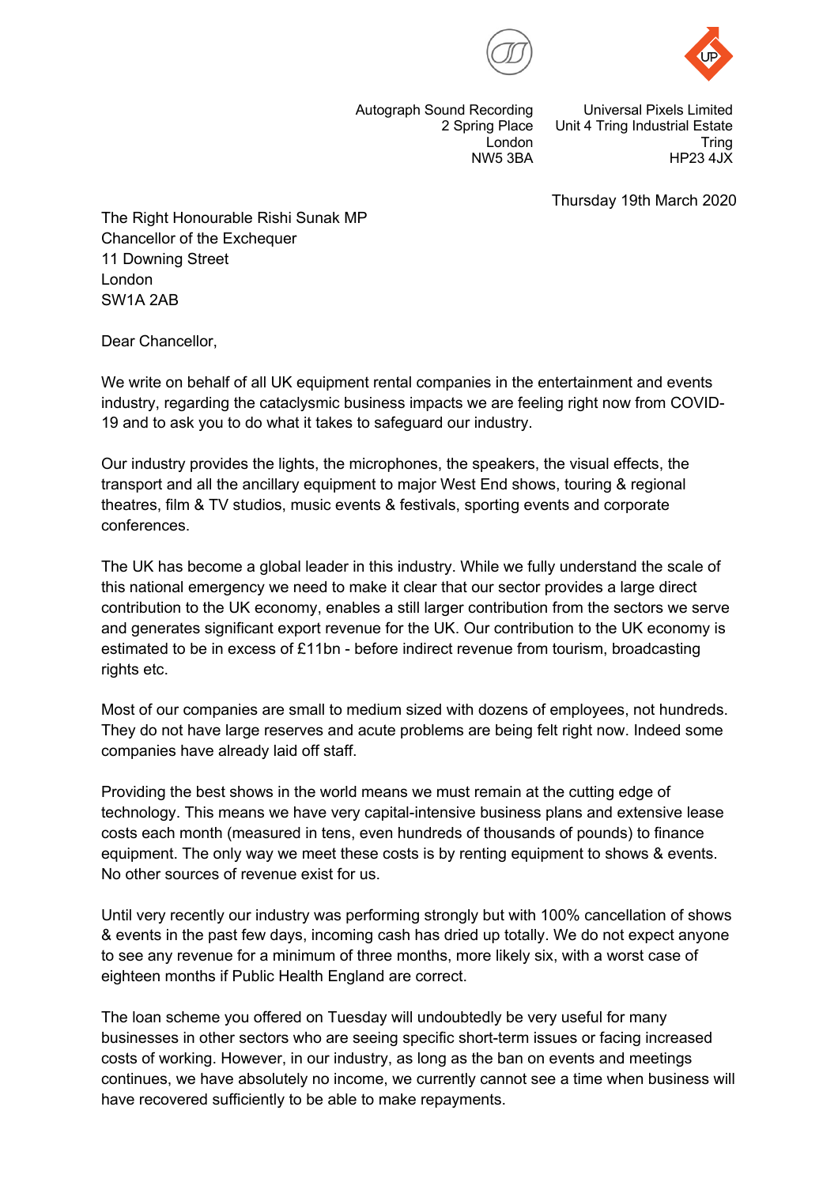Autograph Sound Recording
2 Spring Place
London
NW5 3BA

Universal Pixels Limited
Unit 4 Tring Industrial Estate
Tring
HP23 4JX

Thursday 19th March 2020

The Right Honourable Rishi Sunak MP
Chancellor of the Exchequer
11 Downing Street
London
SW1A 2AB

Dear Chancellor,

We write on behalf of all UK equipment rental companies in the entertainment and events industry, regarding the cataclysmic business impacts we are feeling right now from COVID-19 and to ask you to do what it takes to safeguard our industry.

Our industry provides the lights, the microphones, the speakers, the visual effects, the transport and all the ancillary equipment to major West End shows, touring & regional theatres, film & TV studios, music events & festivals, sporting events and corporate conferences.

The UK has become a global leader in this industry. While we fully understand the scale of this national emergency we need to make it clear that our sector provides a large direct contribution to the UK economy, enables a still larger contribution from the sectors we serve and generates significant export revenue for the UK. Our contribution to the UK economy is estimated to be in excess of £11bn - before indirect revenue from tourism, broadcasting rights etc.

Most of our companies are small to medium sized with dozens of employees, not hundreds. They do not have large reserves and acute problems are being felt right now. Indeed some companies have already laid off staff.

Providing the best shows in the world means we must remain at the cutting edge of technology. This means we have very capital-intensive business plans and extensive lease costs each month (measured in tens, even hundreds of thousands of pounds) to finance equipment. The only way we meet these costs is by renting equipment to shows & events. No other sources of revenue exist for us.

Until very recently our industry was performing strongly but with 100% cancellation of shows & events in the past few days, incoming cash has dried up totally. We do not expect anyone to see any revenue for a minimum of three months, more likely six, with a worst case of eighteen months if Public Health England are correct.

The loan scheme you offered on Tuesday will undoubtedly be very useful for many businesses in other sectors who are seeing specific short-term issues or facing increased costs of working. However, in our industry, as long as the ban on events and meetings continues, we have absolutely no income, we currently cannot see a time when business will have recovered sufficiently to be able to make repayments.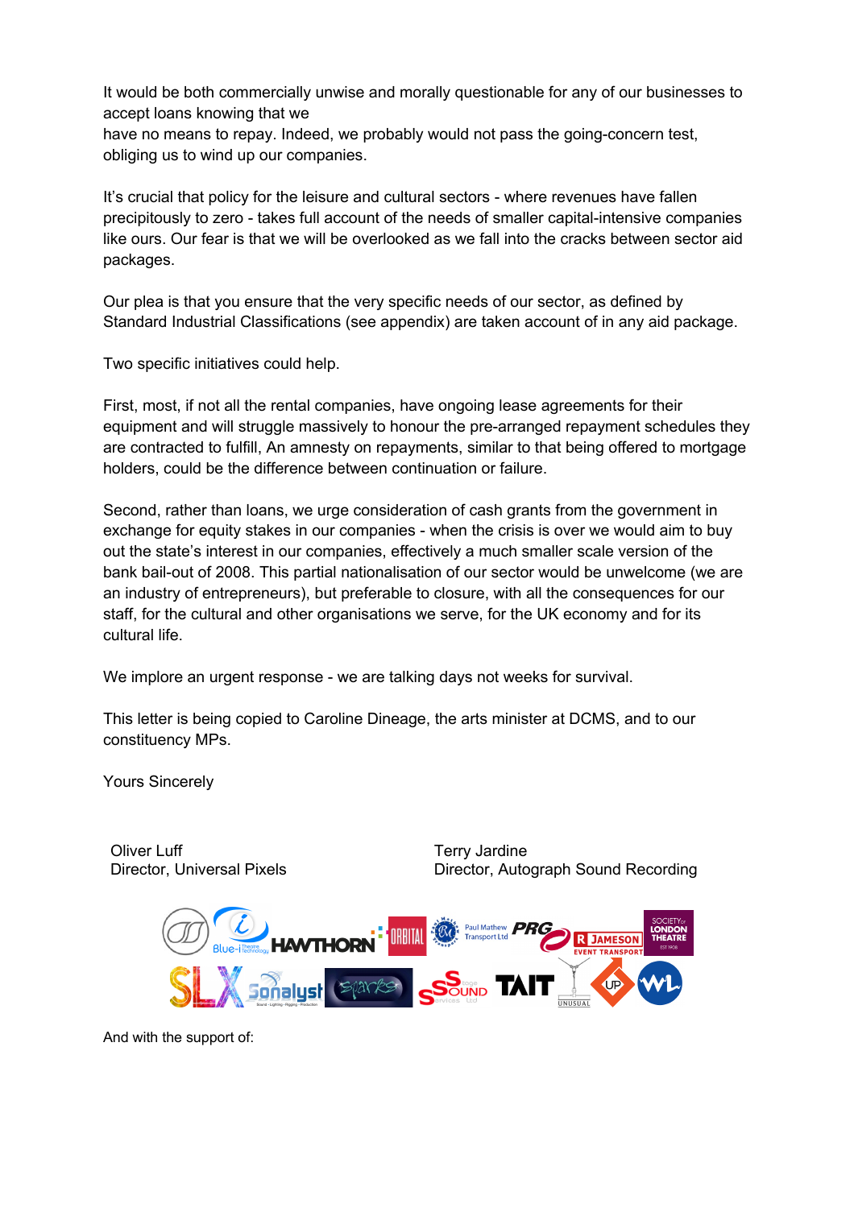It would be both commercially unwise and morally questionable for any of our businesses to accept loans knowing that we have no means to repay. Indeed, we probably would not pass the going-concern test, obliging us to wind up our companies.

It's crucial that policy for the leisure and cultural sectors - where revenues have fallen precipitously to zero - takes full account of the needs of smaller capital-intensive companies like ours. Our fear is that we will be overlooked as we fall into the cracks between sector aid packages.

Our plea is that you ensure that the very specific needs of our sector, as defined by Standard Industrial Classifications (see appendix) are taken account of in any aid package.

Two specific initiatives could help.

First, most, if not all the rental companies, have ongoing lease agreements for their equipment and will struggle massively to honour the pre-arranged repayment schedules they are contracted to fulfill, An amnesty on repayments, similar to that being offered to mortgage holders, could be the difference between continuation or failure.

Second, rather than loans, we urge consideration of cash grants from the government in exchange for equity stakes in our companies - when the crisis is over we would aim to buy out the state's interest in our companies, effectively a much smaller scale version of the bank bail-out of 2008. This partial nationalisation of our sector would be unwelcome (we are an industry of entrepreneurs), but preferable to closure, with all the consequences for our staff, for the cultural and other organisations we serve, for the UK economy and for its cultural life.

We implore an urgent response - we are talking days not weeks for survival.

This letter is being copied to Caroline Dineage, the arts minister at DCMS, and to our constituency MPs.

Yours Sincerely

Oliver Luff
Director, Universal Pixels

Terry Jardine
Director, Autograph Sound Recording

And with the support of: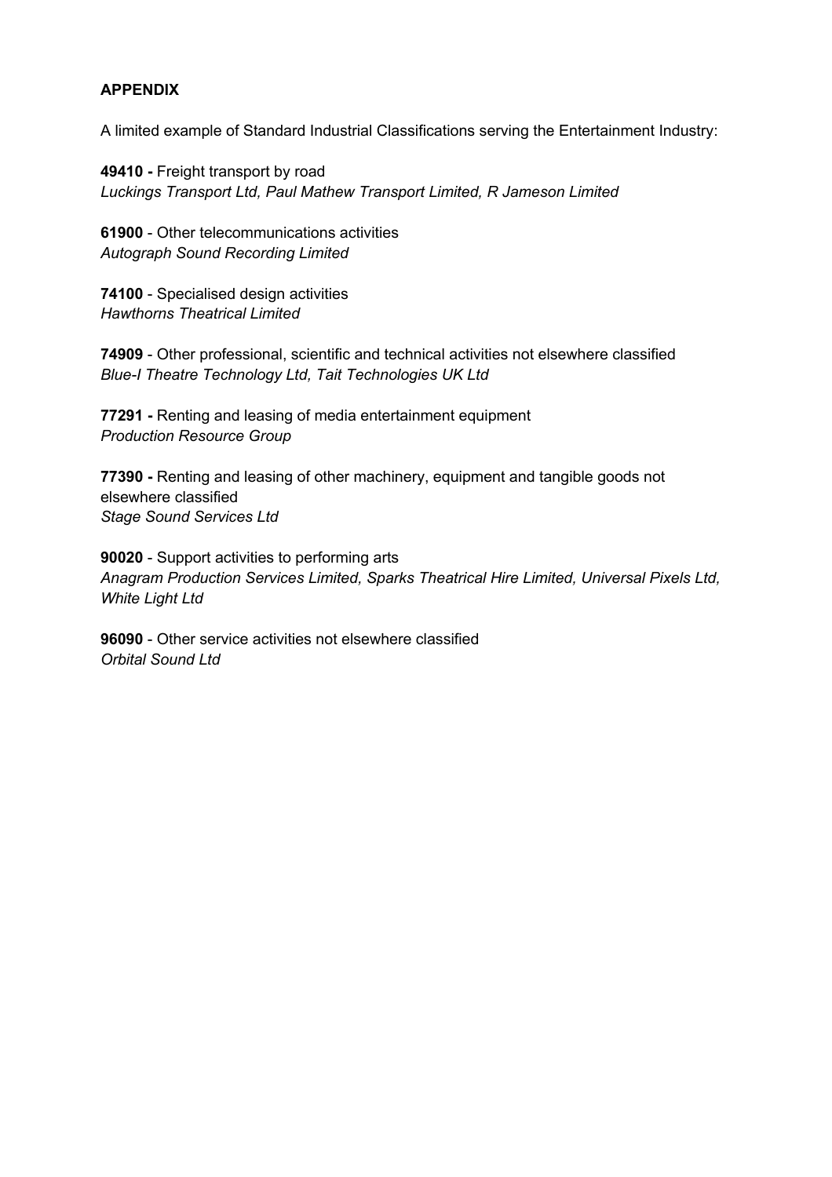**APPENDIX**

A limited example of Standard Industrial Classifications serving the Entertainment Industry:

**49410 -** Freight transport by road
*Luckings Transport Ltd, Paul Mathew Transport Limited, R Jameson Limited*

**61900** - Other telecommunications activities
*Autograph Sound Recording Limited*

**74100** - Specialised design activities
*Hawthorns Theatrical Limited*

**74909** - Other professional, scientific and technical activities not elsewhere classified
*Blue-I Theatre Technology Ltd, Tait Technologies UK Ltd*

**77291 -** Renting and leasing of media entertainment equipment
*Production Resource Group*

**77390 -** Renting and leasing of other machinery, equipment and tangible goods not elsewhere classified
*Stage Sound Services Ltd*

**90020** - Support activities to performing arts
*Anagram Production Services Limited, Sparks Theatrical Hire Limited, Universal Pixels Ltd, White Light Ltd*

**96090** - Other service activities not elsewhere classified
*Orbital Sound Ltd*